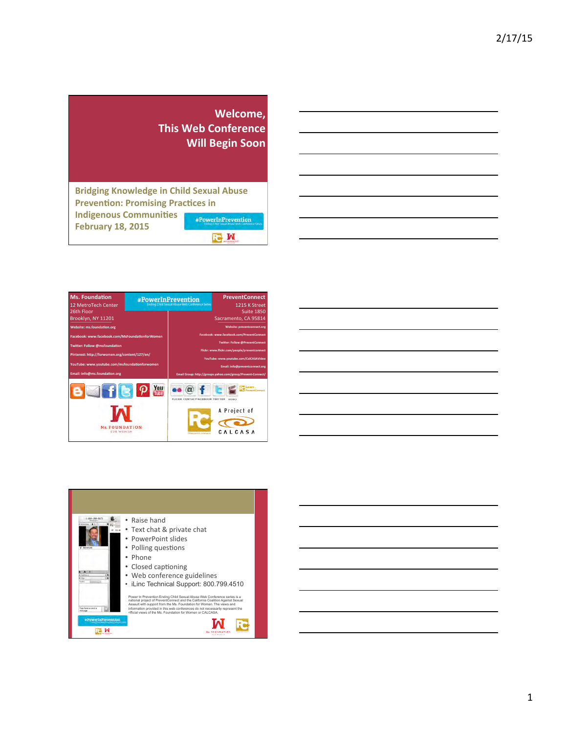## Welcome, This Web Conference Will Begin Soon

**Bridging Knowledge in Child Sexual Abuse Prevention: Promising Practices in Indigenous Communities**
**February 18, 2015**

#PowerInPrevention

---

**Ms. Foundation**
12 MetroTech Center
26th Floor
Brooklyn, NY 11201

Website: ms.foundation.org
Facebook: www.facebook.com/MsFoundationforWomen
Twitter: Follow @msfoundation
Pinterest: http://forwomen.org/content/127/en/
YouTube: www.youtube.com/msfoundationforwomen
Email: info@ms.foundation.org

#PowerInPrevention

**PreventConnect**
1215 K Street
Suite 1850
Sacramento, CA 95814

Website: preventconnect.org
Facebook: www.facebook.com/PreventConnect
Twitter: Follow @PreventConnect
Flickr: www.flickr.com/people/preventconnect
YouTube: www.youtube.com/CalCASAVideo
Email: info@preventconnect.org
Email Group: http://groups.yahoo.com/group/Prevent-Connect/

A Project of CALCASA

---

- Raise hand
- Text chat & private chat
- PowerPoint slides
- Polling questions
- Phone
- Closed captioning
- Web conference guidelines
- iLinc Technical Support: 800.799.4510

Power In Prevention Ending Child Sexual Abuse Web Conference series is a national project of PreventConnect and the California Coalition Against Sexual Assault with support from the Ms. Foundation for Women. The views and information provided in this web conferences do not necessarily represent the official views of the Ms. Foundation for Women or CALCASA.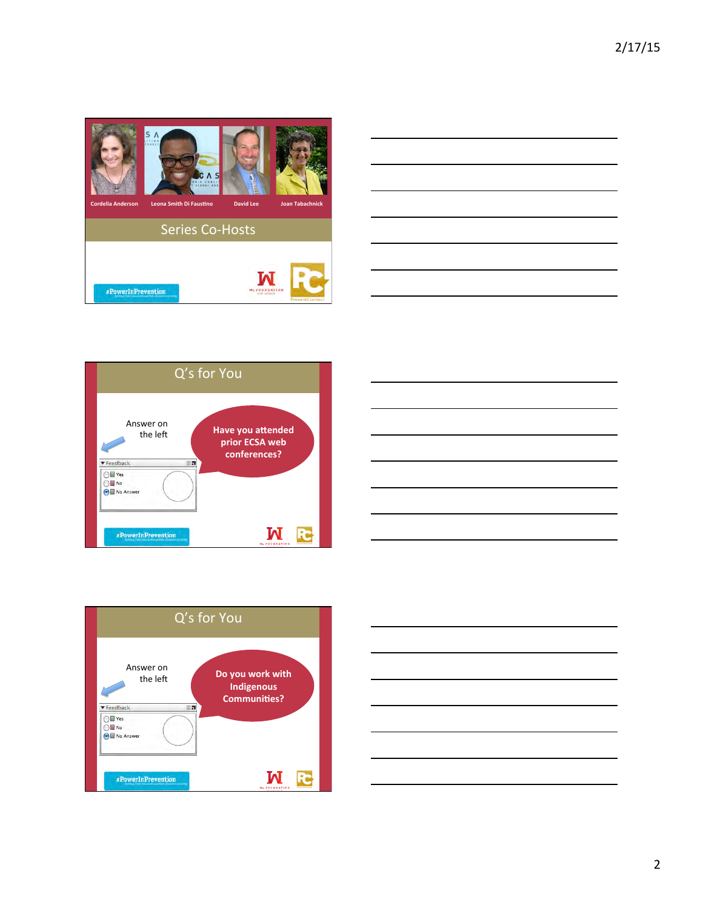Cordelia Anderson | Leona Smith Di Faustino | David Lee | Joan Tabachnick

## Series Co-Hosts

#PowerInPrevention

---

## Q's for You

Answer on the left

**Have you attended prior ECSA web conferences?**

Feedback
- Yes
- No
- No Answer

#PowerInPrevention

---

## Q's for You

Answer on the left

**Do you work with Indigenous Communities?**

Feedback
- Yes
- No
- No Answer

#PowerInPrevention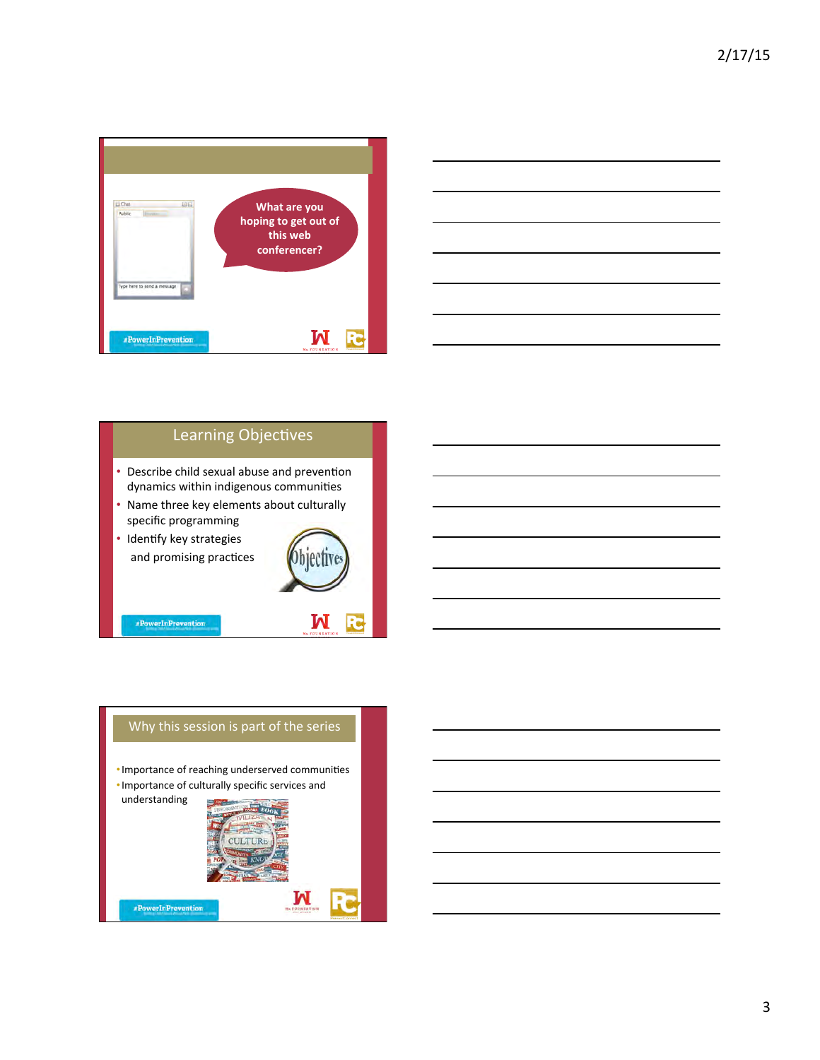What are you hoping to get out of this web conferencer?

## Learning Objectives

- Describe child sexual abuse and prevention dynamics within indigenous communities
- Name three key elements about culturally specific programming
- Identify key strategies and promising practices

## Why this session is part of the series

- Importance of reaching underserved communities
- Importance of culturally specific services and understanding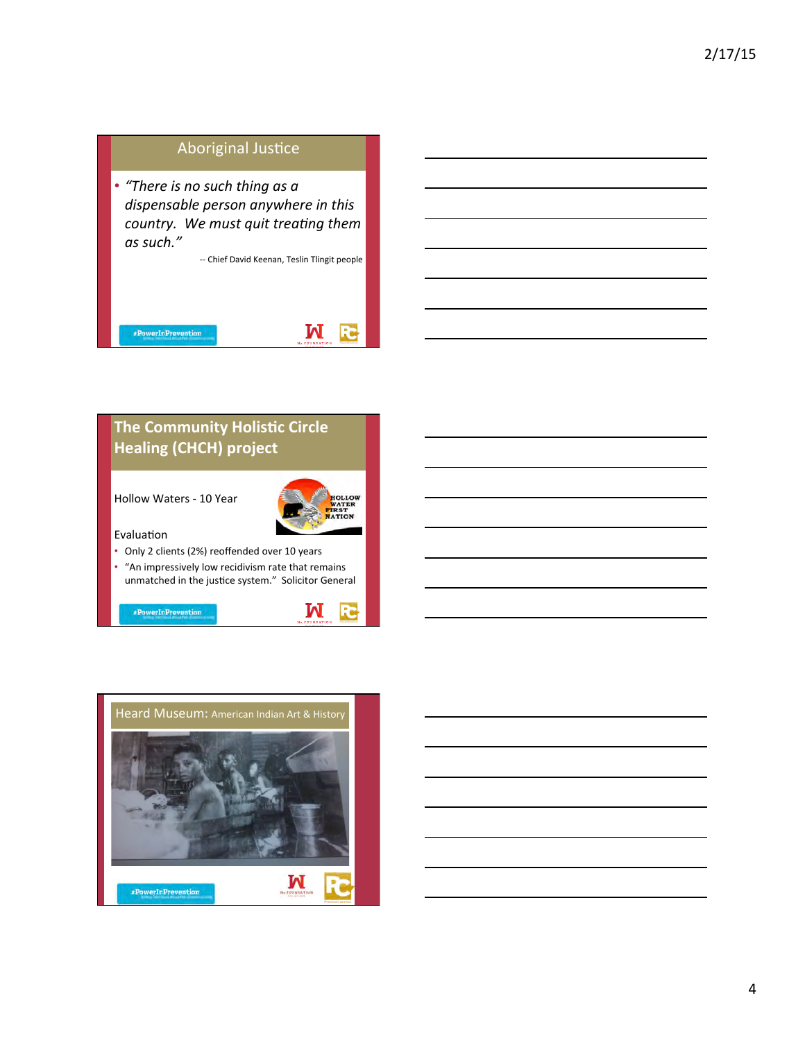## Aboriginal Justice

- *"There is no such thing as a dispensable person anywhere in this country. We must quit treating them as such."*

-- Chief David Keenan, Teslin Tlingit people

#PowerInPrevention

## The Community Holistic Circle Healing (CHCH) project

Hollow Waters - 10 Year

Evaluation

- Only 2 clients (2%) reoffended over 10 years
- "An impressively low recidivism rate that remains unmatched in the justice system." Solicitor General

#PowerInPrevention

## Heard Museum: American Indian Art & History

#PowerInPrevention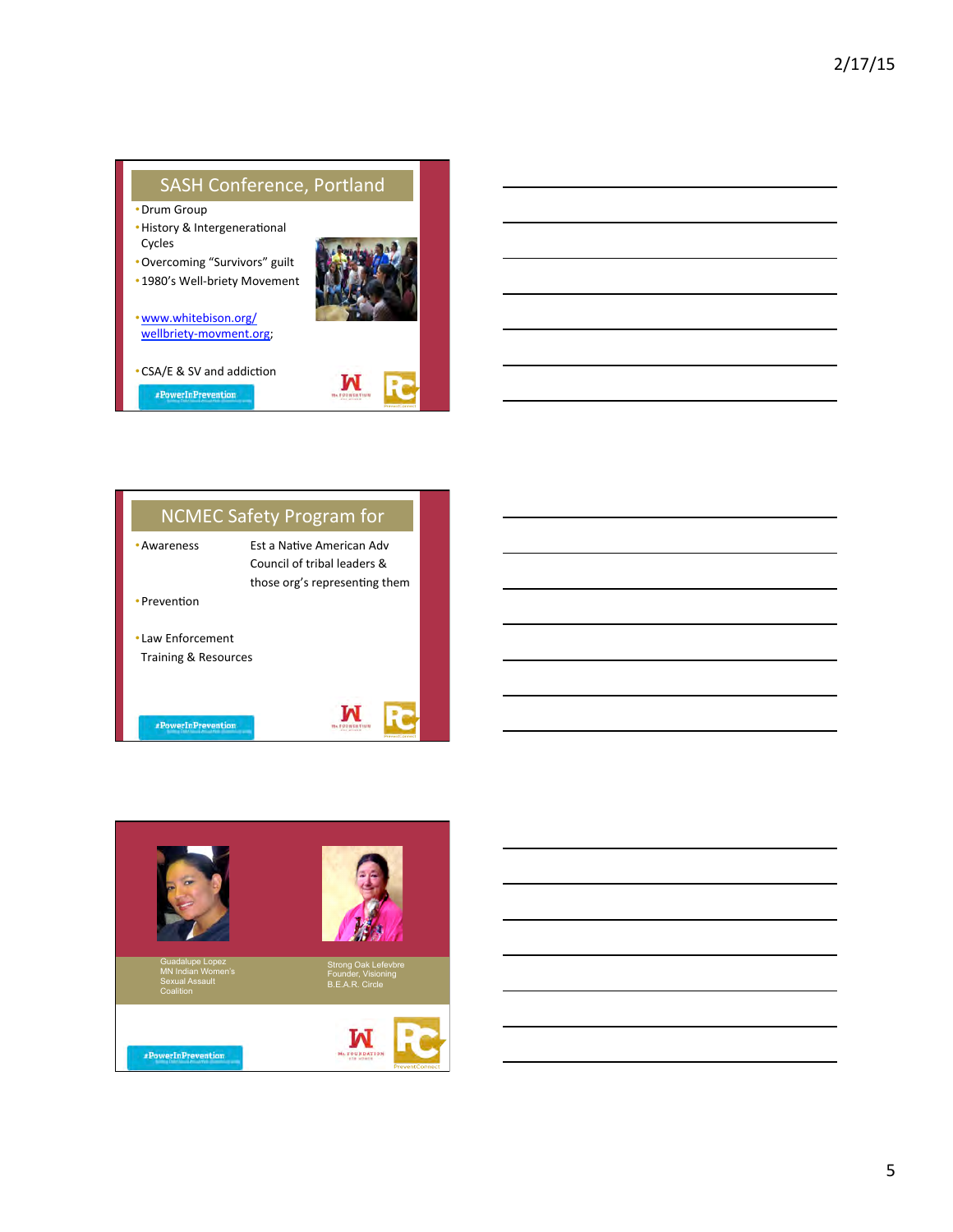## SASH Conference, Portland

- Drum Group
- History & Intergenerational Cycles
- Overcoming "Survivors" guilt
- 1980's Well-briety Movement
- www.whitebison.org/wellbriety-movment.org;
- CSA/E & SV and addiction

#PowerInPrevention

## NCMEC Safety Program for

- Awareness
- Prevention
- Law Enforcement Training & Resources

Est a Native American Adv Council of tribal leaders & those org's representing them

#PowerInPrevention

Guadalupe Lopez
MN Indian Women's Sexual Assault Coalition

Strong Oak Lefevbre
Founder, Visioning B.E.A.R. Circle

#PowerInPrevention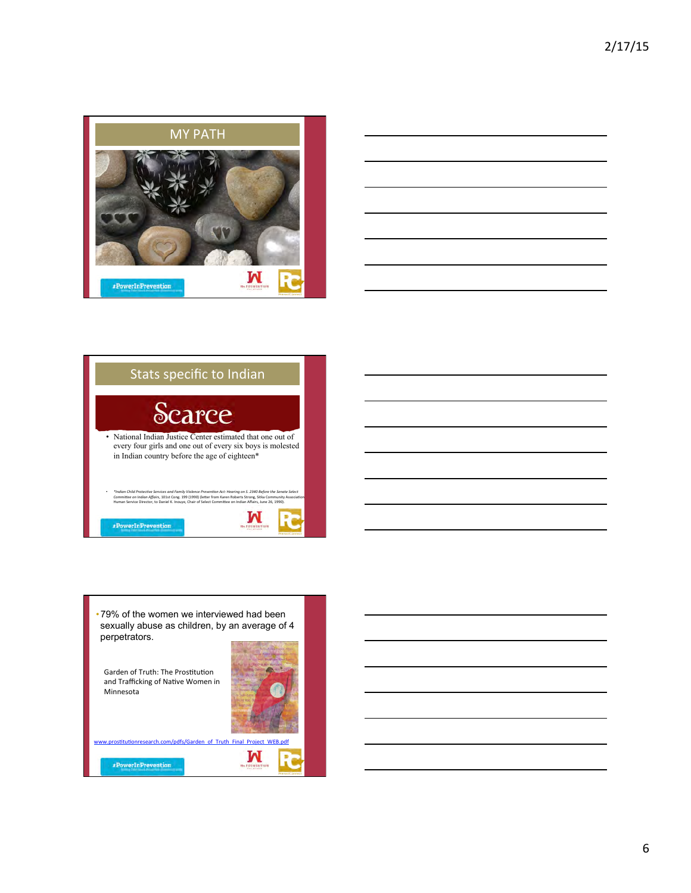## MY PATH

#PowerInPrevention

## Stats specific to Indian

# Scarce

- National Indian Justice Center estimated that one out of every four girls and one out of every six boys is molested in Indian country before the age of eighteen*

- *Indian Child Protective Services and Family Violence Prevention Act: Hearing on S. 2340 Before the Senate Select Committee on Indian Affairs, 101st Cong. 199 (1990) (letter from Karen Roberts Strong, Sitka Community Association Human Service Director, to Daniel K. Inouye, Chair of Select Committee on Indian Affairs, June 26, 1990).

#PowerInPrevention

- 79% of the women we interviewed had been sexually abuse as children, by an average of 4 perpetrators.

Garden of Truth: The Prostitution and Trafficking of Native Women in Minnesota

www.prostitutionresearch.com/pdfs/Garden_of_Truth_Final_Project_WEB.pdf

#PowerInPrevention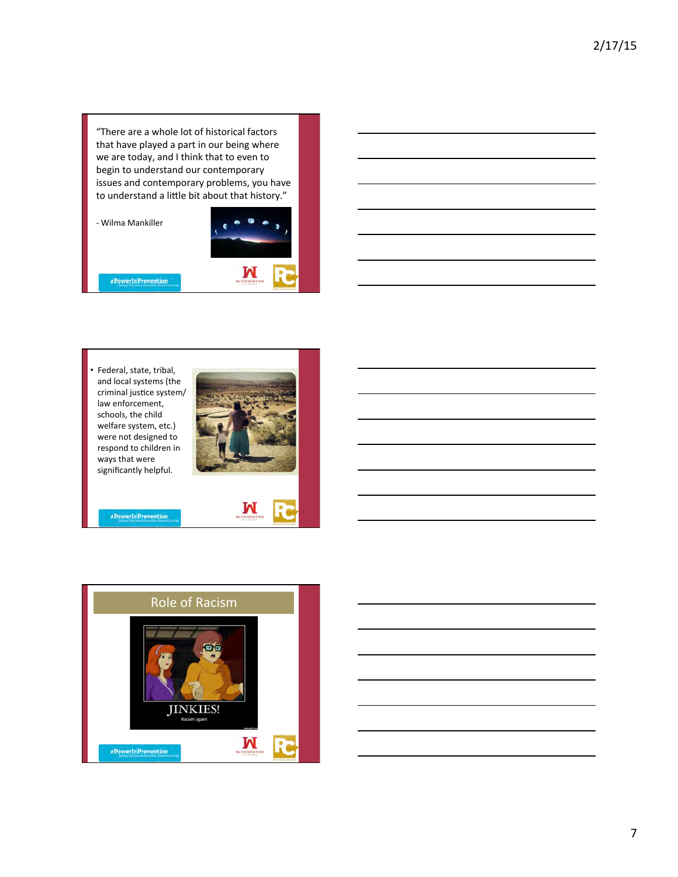"There are a whole lot of historical factors that have played a part in our being where we are today, and I think that to even to begin to understand our contemporary issues and contemporary problems, you have to understand a little bit about that history."

- Wilma Mankiller

#PowerInPrevention

---

- Federal, state, tribal, and local systems (the criminal justice system/ law enforcement, schools, the child welfare system, etc.) were not designed to respond to children in ways that were significantly helpful.

#PowerInPrevention

---

## Role of Racism

JINKIES!

Racism again!

#PowerInPrevention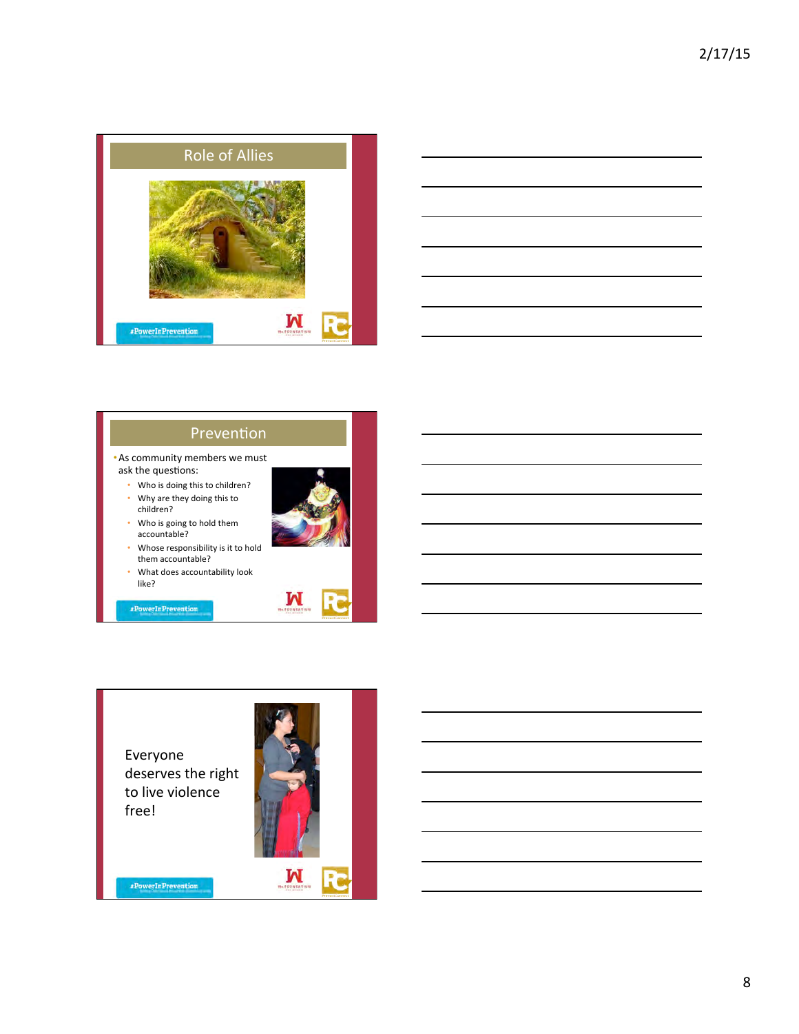## Role of Allies

#PowerInPrevention

## Prevention

- As community members we must ask the questions:
  - Who is doing this to children?
  - Why are they doing this to children?
  - Who is going to hold them accountable?
  - Whose responsibility is it to hold them accountable?
  - What does accountability look like?

#PowerInPrevention

Everyone deserves the right to live violence free!

#PowerInPrevention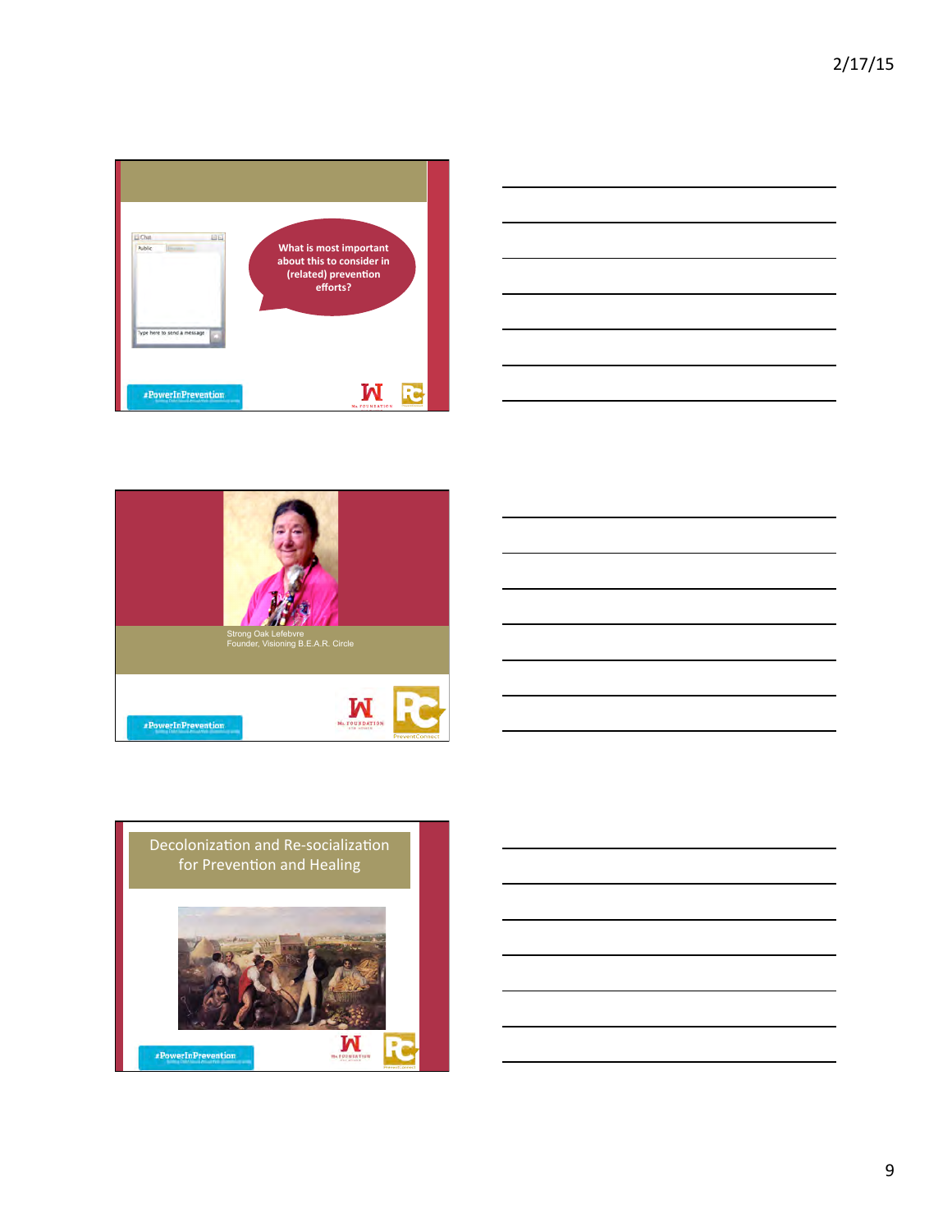What is most important about this to consider in (related) prevention efforts?

Strong Oak Lefebvre
Founder, Visioning B.E.A.R. Circle

## Decolonization and Re-socialization for Prevention and Healing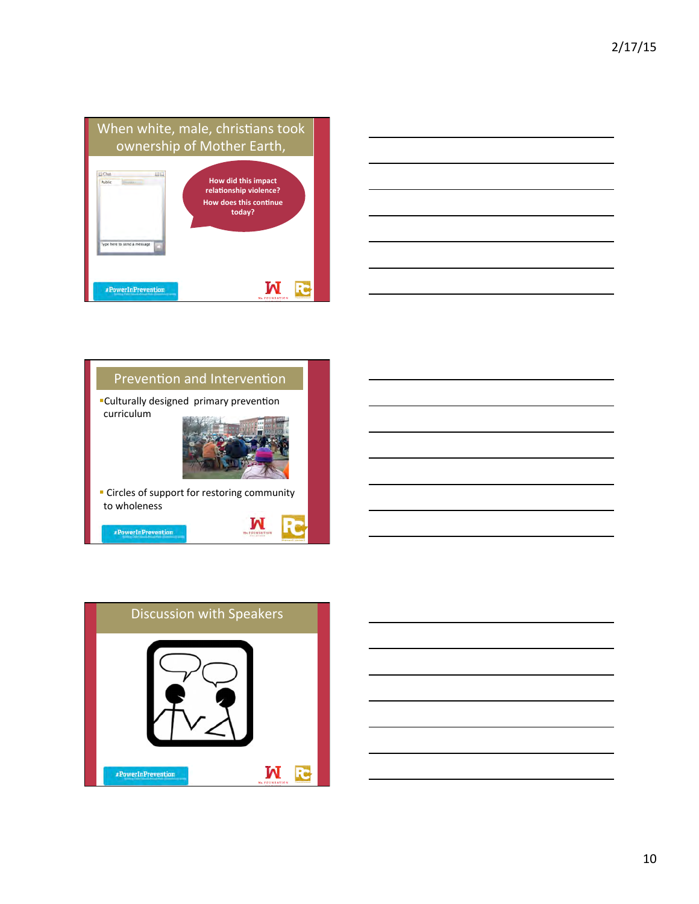## When white, male, christians took ownership of Mother Earth,

How did this impact relationship violence?

How does this continue today?

#PowerInPrevention

## Prevention and Intervention

- Culturally designed primary prevention curriculum
- Circles of support for restoring community to wholeness

#PowerInPrevention

## Discussion with Speakers

#PowerInPrevention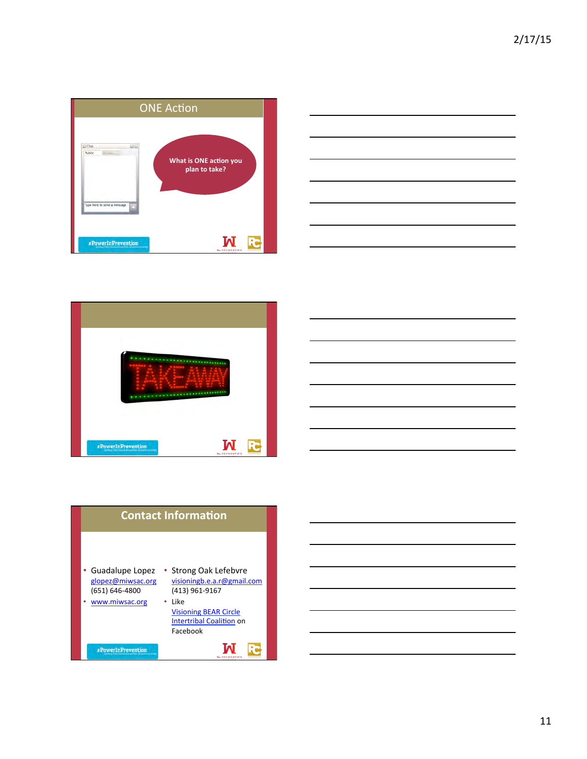## ONE Action

What is ONE action you plan to take?

#PowerInPrevention

TAKEAWAY

#PowerInPrevention

## Contact Information

- Guadalupe Lopez
  glopez@miwsac.org
  (651) 646-4800
- www.miwsac.org

- Strong Oak Lefebvre
  visioningb.e.a.r@gmail.com
  (413) 961-9167
- Like
  Visioning BEAR Circle
  Intertribal Coalition on
  Facebook

#PowerInPrevention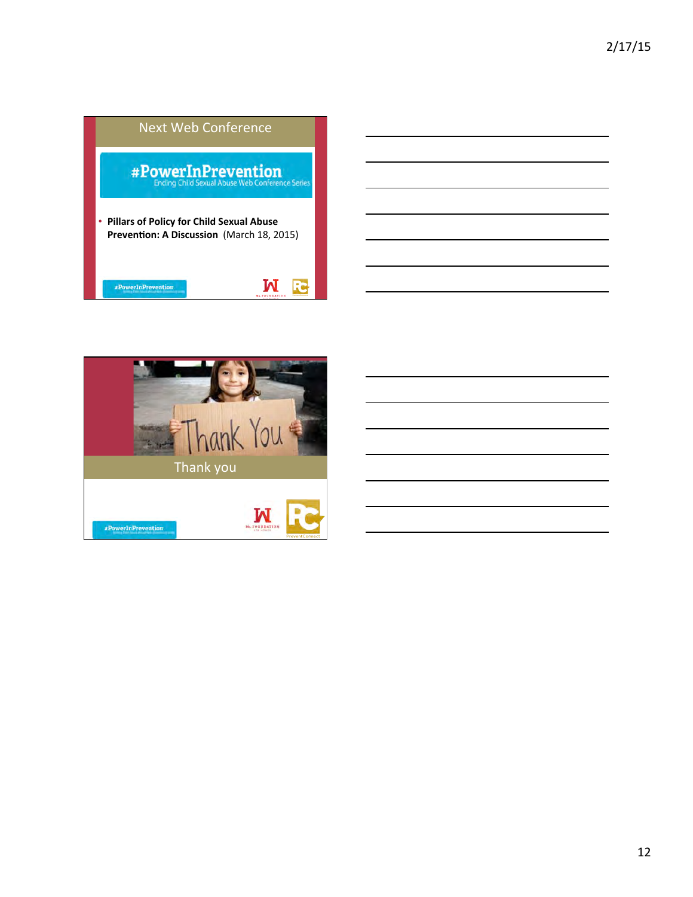## Next Web Conference

#PowerInPrevention
Ending Child Sexual Abuse Web Conference Series

- **Pillars of Policy for Child Sexual Abuse Prevention: A Discussion** (March 18, 2015)

## Thank you